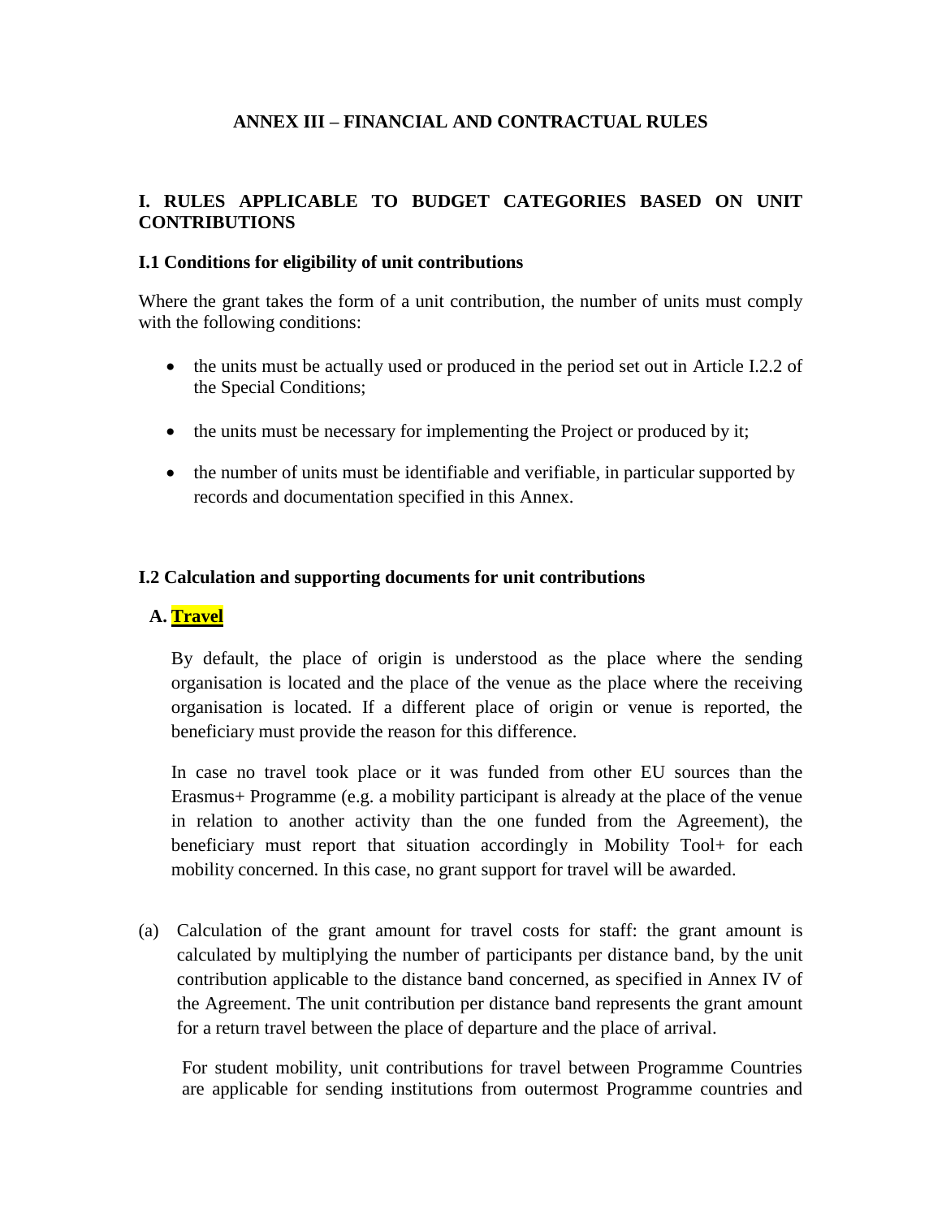# ANNEX III – FINANCIAL AND CONTRACTUAL RULES

## I. RULES APPLICABLE TO BUDGET CATEGORIES BASED ON UNIT CONTRIBUTIONS

### I.1 Conditions for eligibility of unit contributions

Where the grant takes the form of a unit contribution, the number of units must comply with the following conditions:

- the units must be actually used or produced in the period set out in Article I.2.2 of the Special Conditions;
- the units must be necessary for implementing the Project or produced by it;
- the number of units must be identifiable and verifiable, in particular supported by records and documentation specified in this Annex.

### I.2 Calculation and supporting documents for unit contributions

#### A. Travel

By default, the place of origin is understood as the place where the sending organisation is located and the place of the venue as the place where the receiving organisation is located. If a different place of origin or venue is reported, the beneficiary must provide the reason for this difference.

In case no travel took place or it was funded from other EU sources than the Erasmus+ Programme (e.g. a mobility participant is already at the place of the venue in relation to another activity than the one funded from the Agreement), the beneficiary must report that situation accordingly in Mobility Tool+ for each mobility concerned. In this case, no grant support for travel will be awarded.

(a) Calculation of the grant amount for travel costs for staff: the grant amount is calculated by multiplying the number of participants per distance band, by the unit contribution applicable to the distance band concerned, as specified in Annex IV of the Agreement. The unit contribution per distance band represents the grant amount for a return travel between the place of departure and the place of arrival.

For student mobility, unit contributions for travel between Programme Countries are applicable for sending institutions from outermost Programme countries and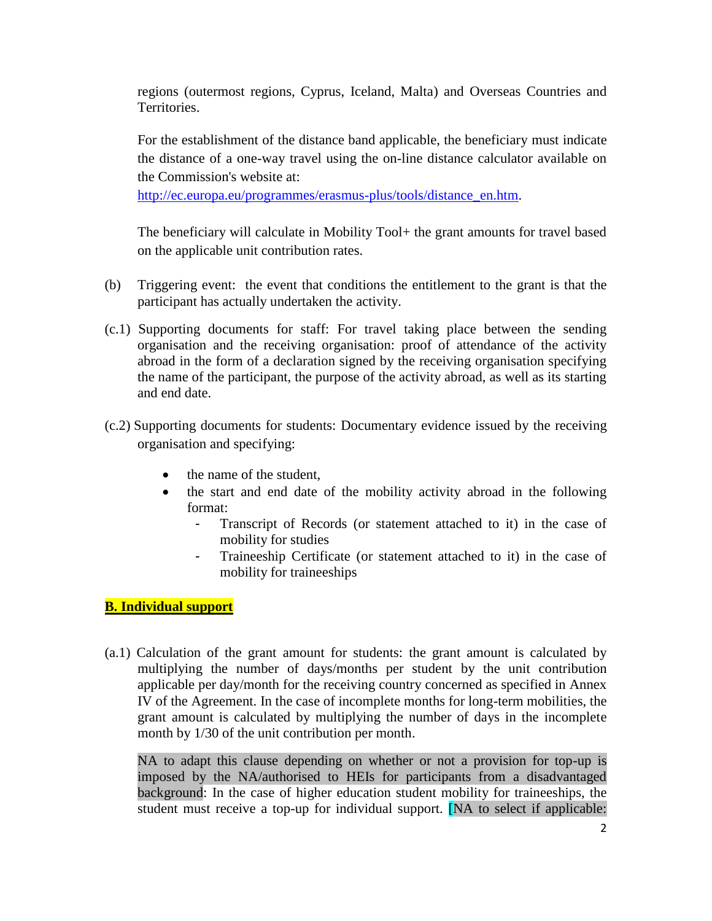regions (outermost regions, Cyprus, Iceland, Malta) and Overseas Countries and Territories.

For the establishment of the distance band applicable, the beneficiary must indicate the distance of a one-way travel using the on-line distance calculator available on the Commission's website at: http://ec.europa.eu/programmes/erasmus-plus/tools/distance_en.htm.

The beneficiary will calculate in Mobility Tool+ the grant amounts for travel based on the applicable unit contribution rates.

(b) Triggering event: the event that conditions the entitlement to the grant is that the participant has actually undertaken the activity.

(c.1) Supporting documents for staff: For travel taking place between the sending organisation and the receiving organisation: proof of attendance of the activity abroad in the form of a declaration signed by the receiving organisation specifying the name of the participant, the purpose of the activity abroad, as well as its starting and end date.

(c.2) Supporting documents for students: Documentary evidence issued by the receiving organisation and specifying:

- the name of the student,
- the start and end date of the mobility activity abroad in the following format:
  - Transcript of Records (or statement attached to it) in the case of mobility for studies
  - Traineeship Certificate (or statement attached to it) in the case of mobility for traineeships

**B. Individual support**

(a.1) Calculation of the grant amount for students: the grant amount is calculated by multiplying the number of days/months per student by the unit contribution applicable per day/month for the receiving country concerned as specified in Annex IV of the Agreement. In the case of incomplete months for long-term mobilities, the grant amount is calculated by multiplying the number of days in the incomplete month by 1/30 of the unit contribution per month.

NA to adapt this clause depending on whether or not a provision for top-up is imposed by the NA/authorised to HEIs for participants from a disadvantaged background: In the case of higher education student mobility for traineeships, the student must receive a top-up for individual support. [NA to select if applicable: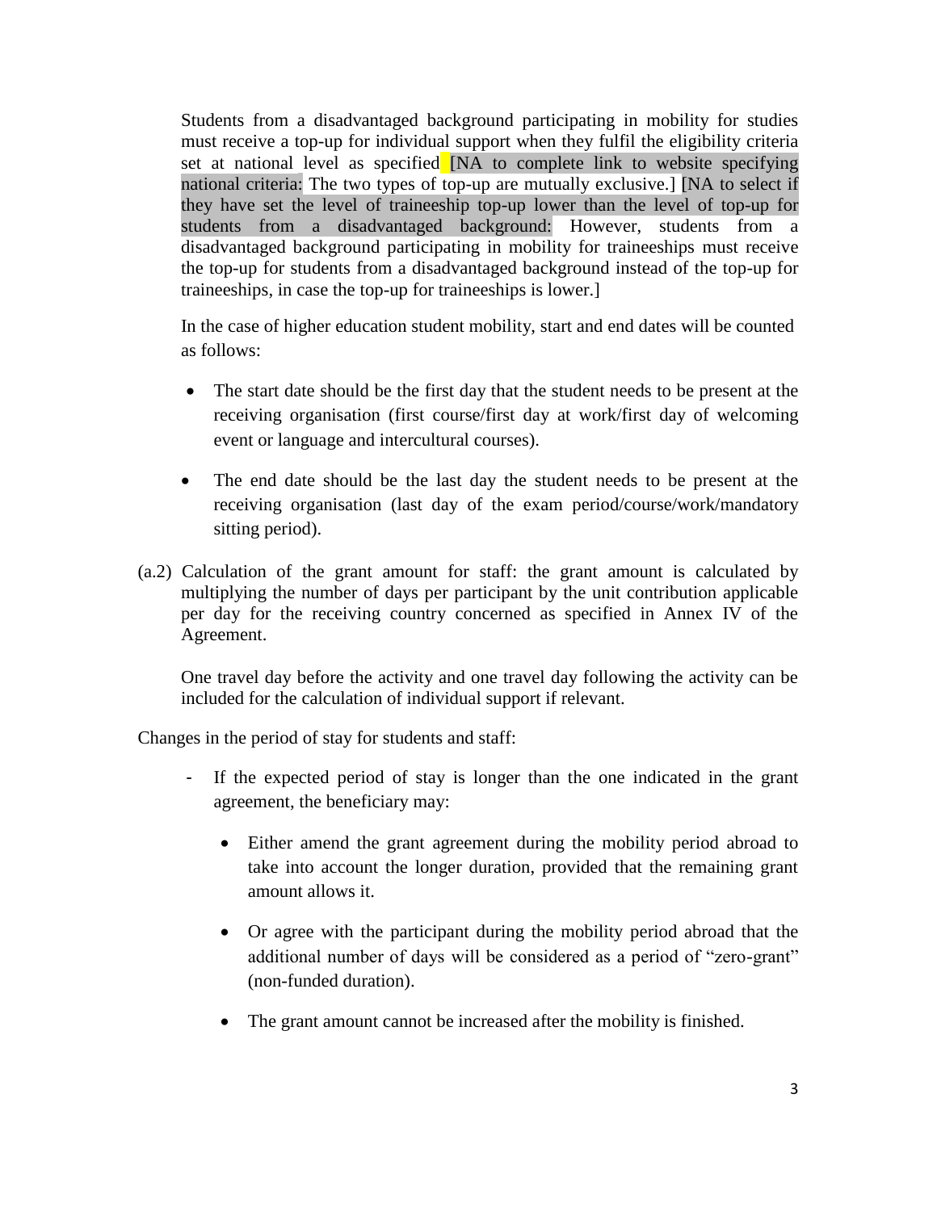Students from a disadvantaged background participating in mobility for studies must receive a top-up for individual support when they fulfil the eligibility criteria set at national level as specified [NA to complete link to website specifying national criteria: The two types of top-up are mutually exclusive.] [NA to select if they have set the level of traineeship top-up lower than the level of top-up for students from a disadvantaged background: However, students from a disadvantaged background participating in mobility for traineeships must receive the top-up for students from a disadvantaged background instead of the top-up for traineeships, in case the top-up for traineeships is lower.]

In the case of higher education student mobility, start and end dates will be counted as follows:

- The start date should be the first day that the student needs to be present at the receiving organisation (first course/first day at work/first day of welcoming event or language and intercultural courses).
- The end date should be the last day the student needs to be present at the receiving organisation (last day of the exam period/course/work/mandatory sitting period).

(a.2) Calculation of the grant amount for staff: the grant amount is calculated by multiplying the number of days per participant by the unit contribution applicable per day for the receiving country concerned as specified in Annex IV of the Agreement.

One travel day before the activity and one travel day following the activity can be included for the calculation of individual support if relevant.

Changes in the period of stay for students and staff:

- If the expected period of stay is longer than the one indicated in the grant agreement, the beneficiary may:
    - Either amend the grant agreement during the mobility period abroad to take into account the longer duration, provided that the remaining grant amount allows it.
    - Or agree with the participant during the mobility period abroad that the additional number of days will be considered as a period of "zero-grant" (non-funded duration).
    - The grant amount cannot be increased after the mobility is finished.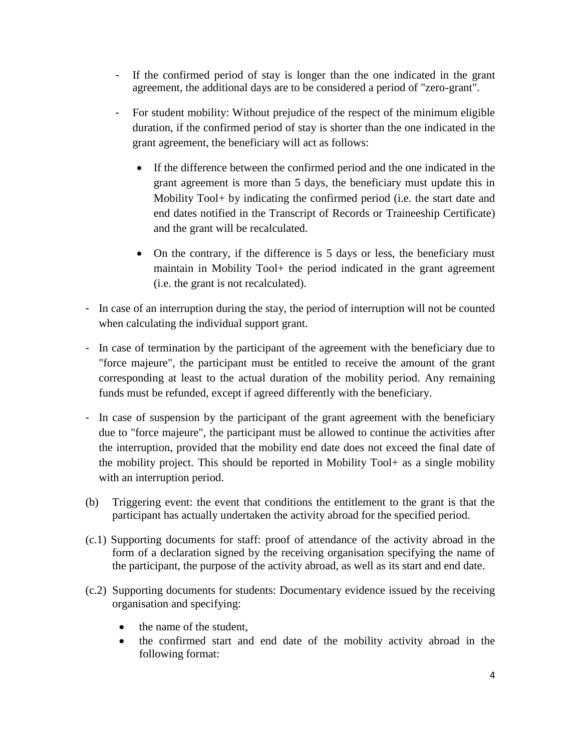- If the confirmed period of stay is longer than the one indicated in the grant agreement, the additional days are to be considered a period of "zero-grant".

- For student mobility: Without prejudice of the respect of the minimum eligible duration, if the confirmed period of stay is shorter than the one indicated in the grant agreement, the beneficiary will act as follows:

  - If the difference between the confirmed period and the one indicated in the grant agreement is more than 5 days, the beneficiary must update this in Mobility Tool+ by indicating the confirmed period (i.e. the start date and end dates notified in the Transcript of Records or Traineeship Certificate) and the grant will be recalculated.

  - On the contrary, if the difference is 5 days or less, the beneficiary must maintain in Mobility Tool+ the period indicated in the grant agreement (i.e. the grant is not recalculated).

- In case of an interruption during the stay, the period of interruption will not be counted when calculating the individual support grant.

- In case of termination by the participant of the agreement with the beneficiary due to "force majeure", the participant must be entitled to receive the amount of the grant corresponding at least to the actual duration of the mobility period. Any remaining funds must be refunded, except if agreed differently with the beneficiary.

- In case of suspension by the participant of the grant agreement with the beneficiary due to "force majeure", the participant must be allowed to continue the activities after the interruption, provided that the mobility end date does not exceed the final date of the mobility project. This should be reported in Mobility Tool+ as a single mobility with an interruption period.

(b) Triggering event: the event that conditions the entitlement to the grant is that the participant has actually undertaken the activity abroad for the specified period.

(c.1) Supporting documents for staff: proof of attendance of the activity abroad in the form of a declaration signed by the receiving organisation specifying the name of the participant, the purpose of the activity abroad, as well as its start and end date.

(c.2) Supporting documents for students: Documentary evidence issued by the receiving organisation and specifying:

- the name of the student,
- the confirmed start and end date of the mobility activity abroad in the following format: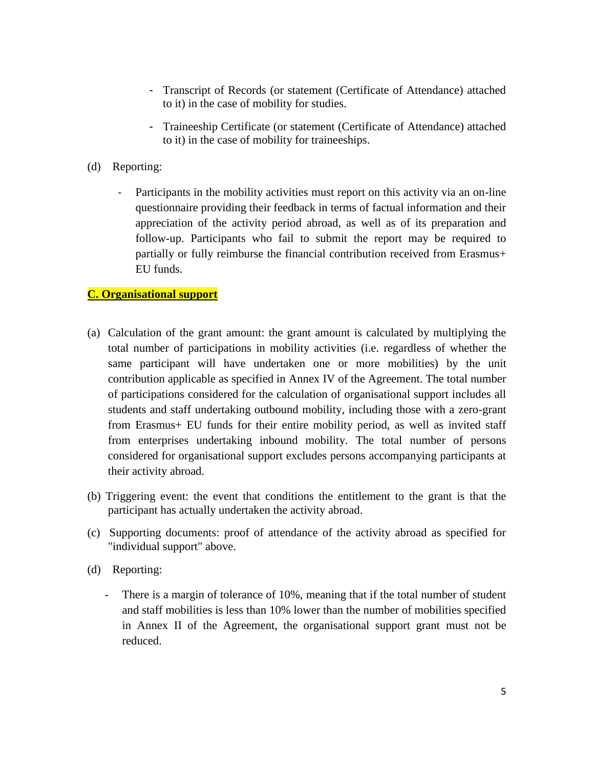- Transcript of Records (or statement (Certificate of Attendance) attached to it) in the case of mobility for studies.
  - Traineeship Certificate (or statement (Certificate of Attendance) attached to it) in the case of mobility for traineeships.

(d) Reporting:

- Participants in the mobility activities must report on this activity via an on-line questionnaire providing their feedback in terms of factual information and their appreciation of the activity period abroad, as well as of its preparation and follow-up. Participants who fail to submit the report may be required to partially or fully reimburse the financial contribution received from Erasmus+ EU funds.

**C. Organisational support**

(a) Calculation of the grant amount: the grant amount is calculated by multiplying the total number of participations in mobility activities (i.e. regardless of whether the same participant will have undertaken one or more mobilities) by the unit contribution applicable as specified in Annex IV of the Agreement. The total number of participations considered for the calculation of organisational support includes all students and staff undertaking outbound mobility, including those with a zero-grant from Erasmus+ EU funds for their entire mobility period, as well as invited staff from enterprises undertaking inbound mobility. The total number of persons considered for organisational support excludes persons accompanying participants at their activity abroad.

(b) Triggering event: the event that conditions the entitlement to the grant is that the participant has actually undertaken the activity abroad.

(c) Supporting documents: proof of attendance of the activity abroad as specified for "individual support" above.

(d) Reporting:

- There is a margin of tolerance of 10%, meaning that if the total number of student and staff mobilities is less than 10% lower than the number of mobilities specified in Annex II of the Agreement, the organisational support grant must not be reduced.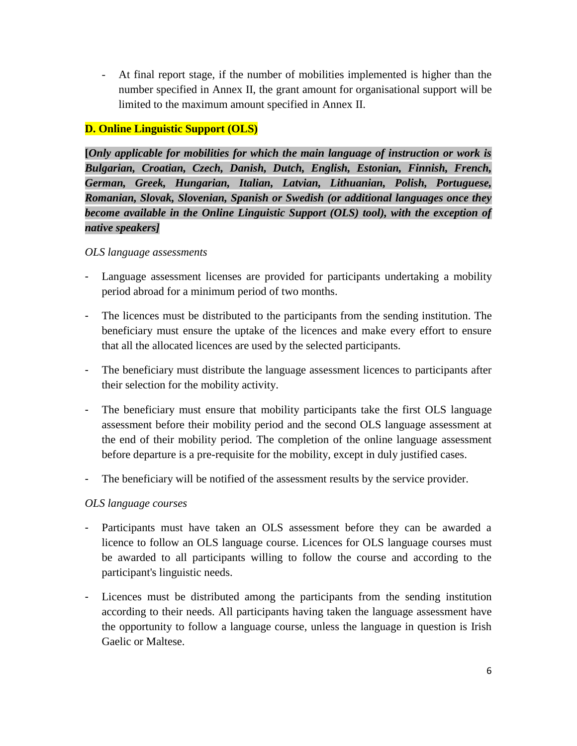- At final report stage, if the number of mobilities implemented is higher than the number specified in Annex II, the grant amount for organisational support will be limited to the maximum amount specified in Annex II.

**D. Online Linguistic Support (OLS)**

**[*Only applicable for mobilities for which the main language of instruction or work is Bulgarian, Croatian, Czech, Danish, Dutch, English, Estonian, Finnish, French, German, Greek, Hungarian, Italian, Latvian, Lithuanian, Polish, Portuguese, Romanian, Slovak, Slovenian, Spanish or Swedish (or additional languages once they become available in the Online Linguistic Support (OLS) tool), with the exception of native speakers]***

*OLS language assessments*

- Language assessment licenses are provided for participants undertaking a mobility period abroad for a minimum period of two months.
- The licences must be distributed to the participants from the sending institution. The beneficiary must ensure the uptake of the licences and make every effort to ensure that all the allocated licences are used by the selected participants.
- The beneficiary must distribute the language assessment licences to participants after their selection for the mobility activity.
- The beneficiary must ensure that mobility participants take the first OLS language assessment before their mobility period and the second OLS language assessment at the end of their mobility period. The completion of the online language assessment before departure is a pre-requisite for the mobility, except in duly justified cases.
- The beneficiary will be notified of the assessment results by the service provider.

*OLS language courses*

- Participants must have taken an OLS assessment before they can be awarded a licence to follow an OLS language course. Licences for OLS language courses must be awarded to all participants willing to follow the course and according to the participant's linguistic needs.
- Licences must be distributed among the participants from the sending institution according to their needs. All participants having taken the language assessment have the opportunity to follow a language course, unless the language in question is Irish Gaelic or Maltese.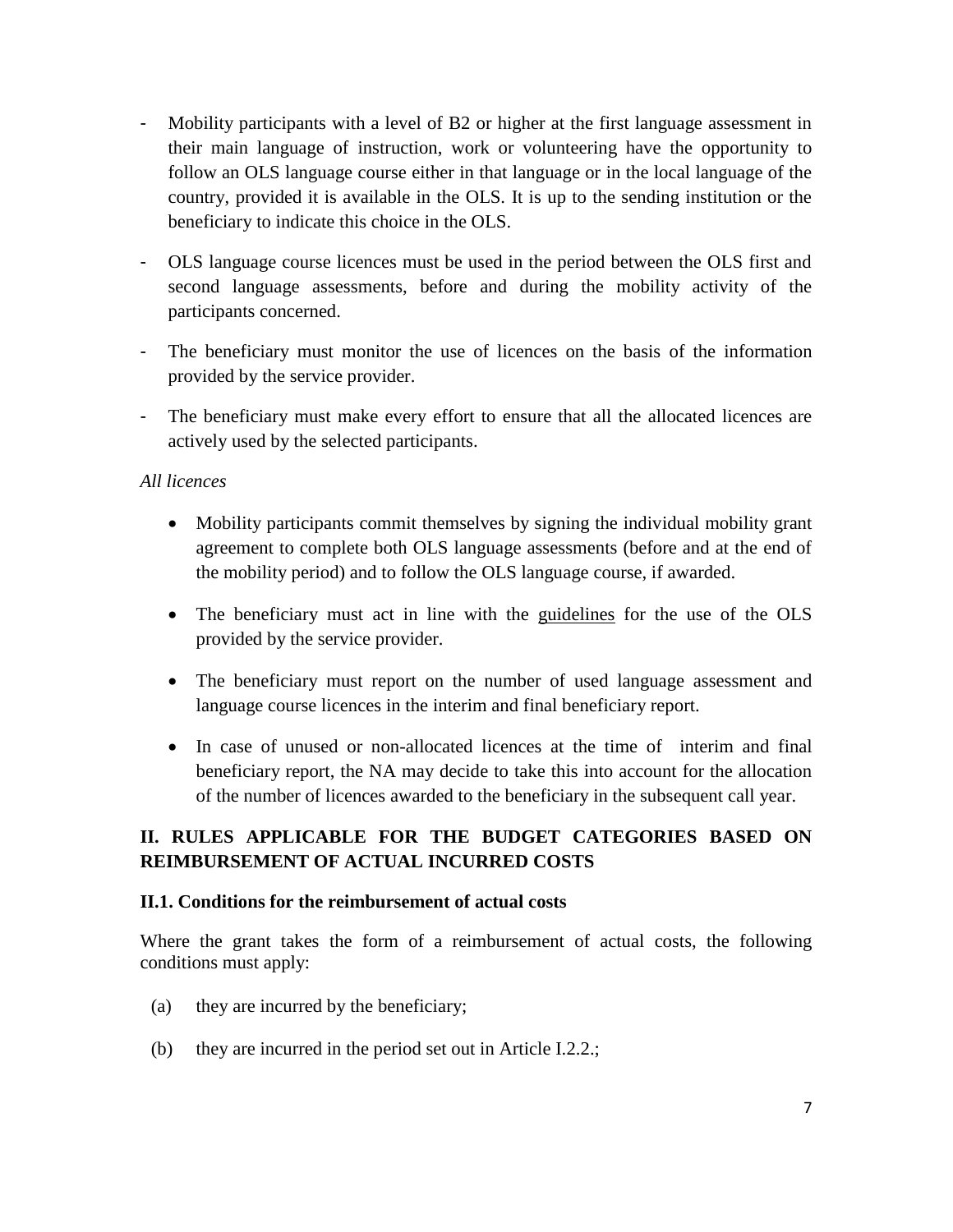- Mobility participants with a level of B2 or higher at the first language assessment in their main language of instruction, work or volunteering have the opportunity to follow an OLS language course either in that language or in the local language of the country, provided it is available in the OLS. It is up to the sending institution or the beneficiary to indicate this choice in the OLS.
- OLS language course licences must be used in the period between the OLS first and second language assessments, before and during the mobility activity of the participants concerned.
- The beneficiary must monitor the use of licences on the basis of the information provided by the service provider.
- The beneficiary must make every effort to ensure that all the allocated licences are actively used by the selected participants.

*All licences*

- Mobility participants commit themselves by signing the individual mobility grant agreement to complete both OLS language assessments (before and at the end of the mobility period) and to follow the OLS language course, if awarded.
- The beneficiary must act in line with the guidelines for the use of the OLS provided by the service provider.
- The beneficiary must report on the number of used language assessment and language course licences in the interim and final beneficiary report.
- In case of unused or non-allocated licences at the time of interim and final beneficiary report, the NA may decide to take this into account for the allocation of the number of licences awarded to the beneficiary in the subsequent call year.

## II. RULES APPLICABLE FOR THE BUDGET CATEGORIES BASED ON REIMBURSEMENT OF ACTUAL INCURRED COSTS

### II.1. Conditions for the reimbursement of actual costs

Where the grant takes the form of a reimbursement of actual costs, the following conditions must apply:

(a) they are incurred by the beneficiary;

(b) they are incurred in the period set out in Article I.2.2.;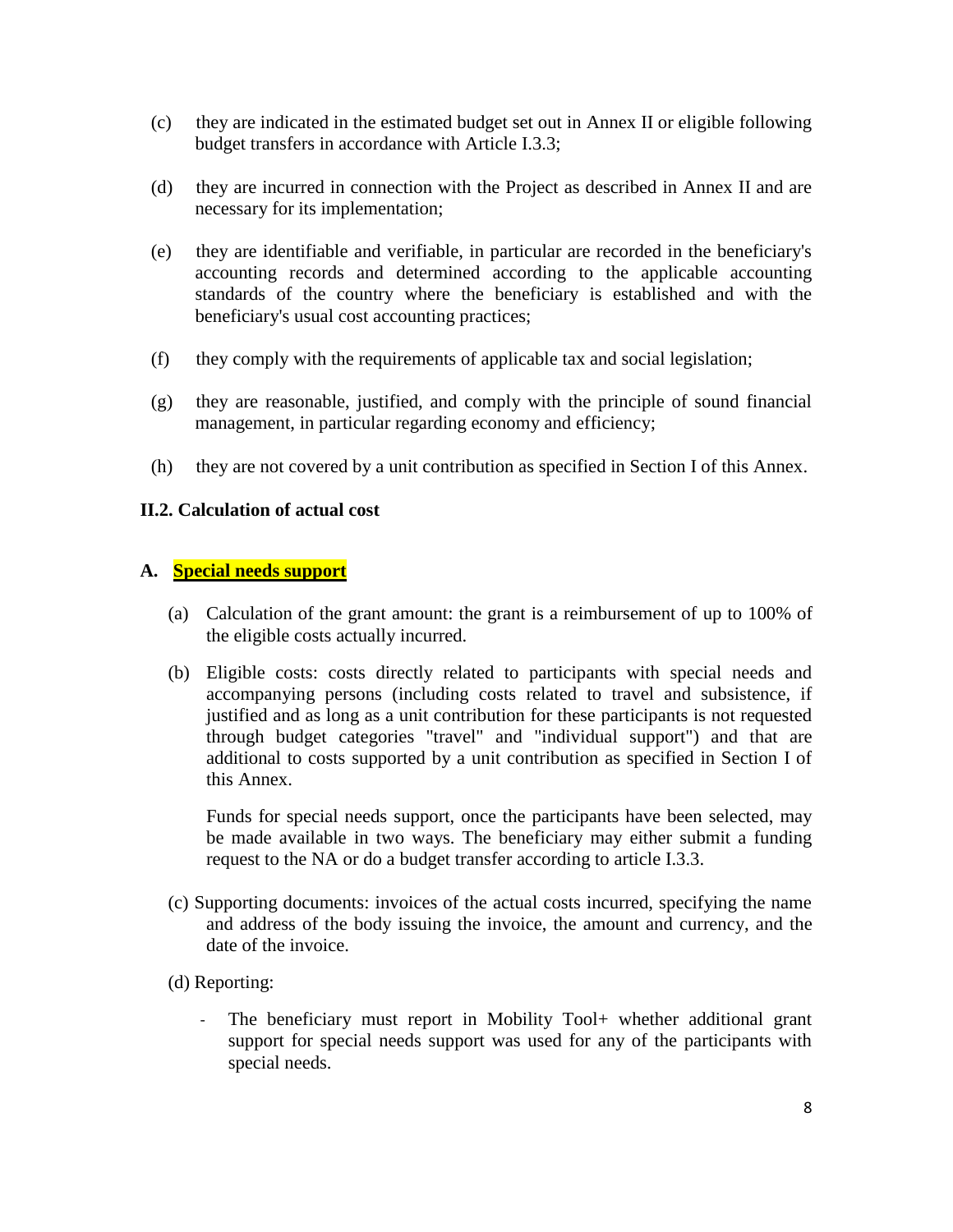(c) they are indicated in the estimated budget set out in Annex II or eligible following budget transfers in accordance with Article I.3.3;

(d) they are incurred in connection with the Project as described in Annex II and are necessary for its implementation;

(e) they are identifiable and verifiable, in particular are recorded in the beneficiary's accounting records and determined according to the applicable accounting standards of the country where the beneficiary is established and with the beneficiary's usual cost accounting practices;

(f) they comply with the requirements of applicable tax and social legislation;

(g) they are reasonable, justified, and comply with the principle of sound financial management, in particular regarding economy and efficiency;

(h) they are not covered by a unit contribution as specified in Section I of this Annex.

### II.2. Calculation of actual cost

#### A. Special needs support

(a) Calculation of the grant amount: the grant is a reimbursement of up to 100% of the eligible costs actually incurred.

(b) Eligible costs: costs directly related to participants with special needs and accompanying persons (including costs related to travel and subsistence, if justified and as long as a unit contribution for these participants is not requested through budget categories "travel" and "individual support") and that are additional to costs supported by a unit contribution as specified in Section I of this Annex.

Funds for special needs support, once the participants have been selected, may be made available in two ways. The beneficiary may either submit a funding request to the NA or do a budget transfer according to article I.3.3.

(c) Supporting documents: invoices of the actual costs incurred, specifying the name and address of the body issuing the invoice, the amount and currency, and the date of the invoice.

(d) Reporting:

- The beneficiary must report in Mobility Tool+ whether additional grant support for special needs support was used for any of the participants with special needs.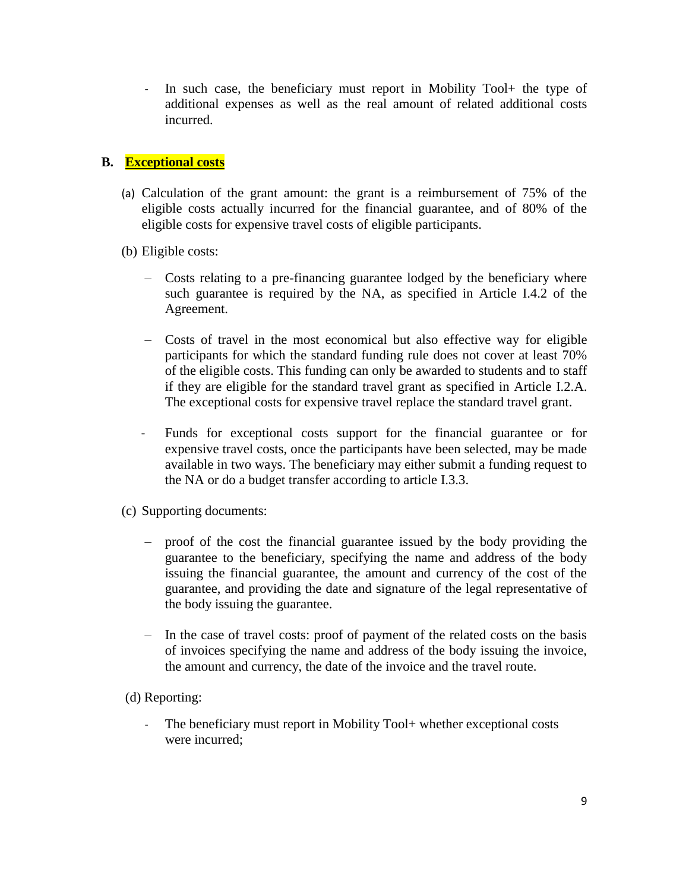- In such case, the beneficiary must report in Mobility Tool+ the type of additional expenses as well as the real amount of related additional costs incurred.

## B. **Exceptional costs**

(a) Calculation of the grant amount: the grant is a reimbursement of 75% of the eligible costs actually incurred for the financial guarantee, and of 80% of the eligible costs for expensive travel costs of eligible participants.

(b) Eligible costs:

- Costs relating to a pre-financing guarantee lodged by the beneficiary where such guarantee is required by the NA, as specified in Article I.4.2 of the Agreement.
- Costs of travel in the most economical but also effective way for eligible participants for which the standard funding rule does not cover at least 70% of the eligible costs. This funding can only be awarded to students and to staff if they are eligible for the standard travel grant as specified in Article I.2.A. The exceptional costs for expensive travel replace the standard travel grant.
- Funds for exceptional costs support for the financial guarantee or for expensive travel costs, once the participants have been selected, may be made available in two ways. The beneficiary may either submit a funding request to the NA or do a budget transfer according to article I.3.3.

(c) Supporting documents:

- proof of the cost the financial guarantee issued by the body providing the guarantee to the beneficiary, specifying the name and address of the body issuing the financial guarantee, the amount and currency of the cost of the guarantee, and providing the date and signature of the legal representative of the body issuing the guarantee.
- In the case of travel costs: proof of payment of the related costs on the basis of invoices specifying the name and address of the body issuing the invoice, the amount and currency, the date of the invoice and the travel route.

(d) Reporting:

- The beneficiary must report in Mobility Tool+ whether exceptional costs were incurred;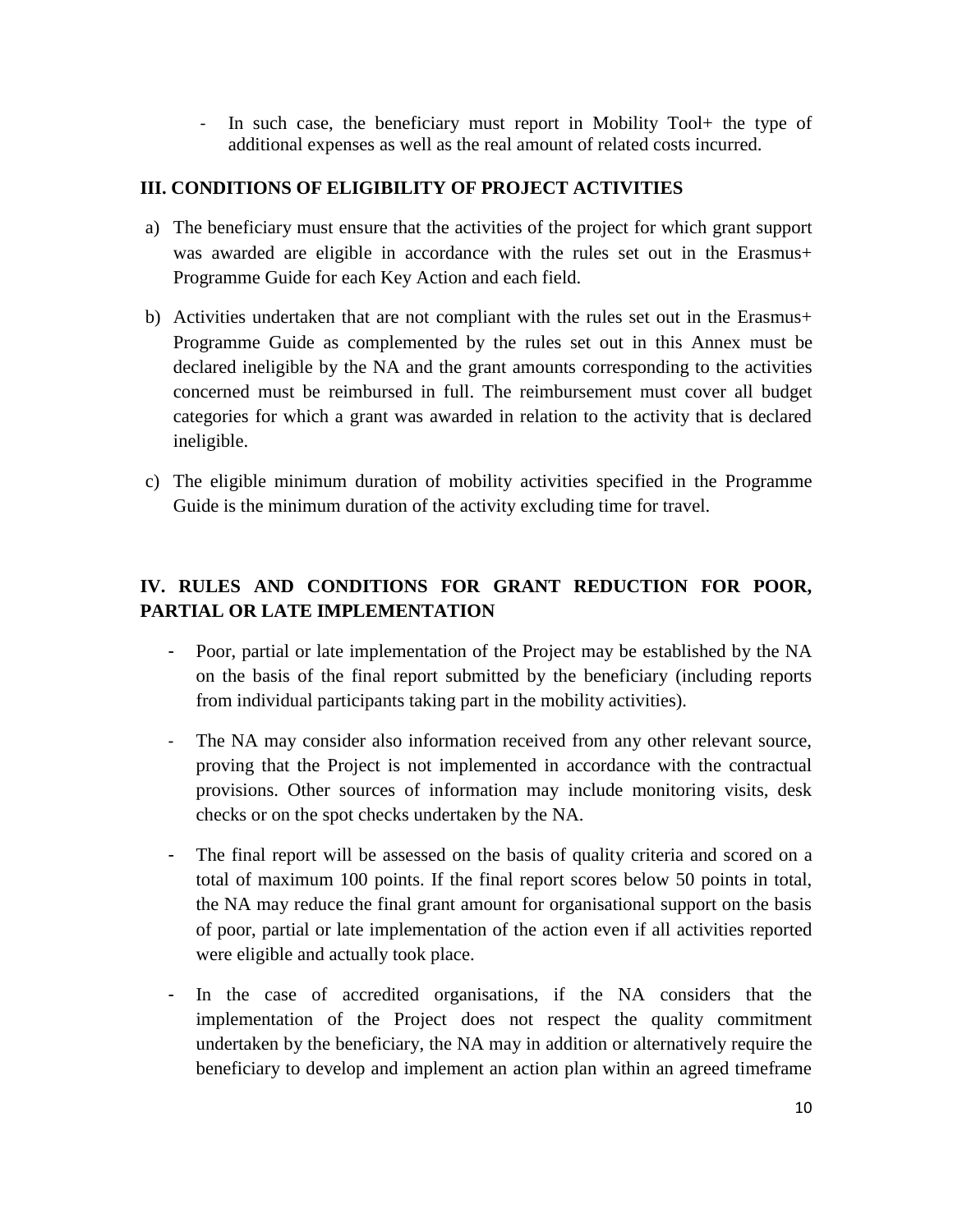- In such case, the beneficiary must report in Mobility Tool+ the type of additional expenses as well as the real amount of related costs incurred.

## III. CONDITIONS OF ELIGIBILITY OF PROJECT ACTIVITIES

a) The beneficiary must ensure that the activities of the project for which grant support was awarded are eligible in accordance with the rules set out in the Erasmus+ Programme Guide for each Key Action and each field.

b) Activities undertaken that are not compliant with the rules set out in the Erasmus+ Programme Guide as complemented by the rules set out in this Annex must be declared ineligible by the NA and the grant amounts corresponding to the activities concerned must be reimbursed in full. The reimbursement must cover all budget categories for which a grant was awarded in relation to the activity that is declared ineligible.

c) The eligible minimum duration of mobility activities specified in the Programme Guide is the minimum duration of the activity excluding time for travel.

## IV. RULES AND CONDITIONS FOR GRANT REDUCTION FOR POOR, PARTIAL OR LATE IMPLEMENTATION

- Poor, partial or late implementation of the Project may be established by the NA on the basis of the final report submitted by the beneficiary (including reports from individual participants taking part in the mobility activities).
- The NA may consider also information received from any other relevant source, proving that the Project is not implemented in accordance with the contractual provisions. Other sources of information may include monitoring visits, desk checks or on the spot checks undertaken by the NA.
- The final report will be assessed on the basis of quality criteria and scored on a total of maximum 100 points. If the final report scores below 50 points in total, the NA may reduce the final grant amount for organisational support on the basis of poor, partial or late implementation of the action even if all activities reported were eligible and actually took place.
- In the case of accredited organisations, if the NA considers that the implementation of the Project does not respect the quality commitment undertaken by the beneficiary, the NA may in addition or alternatively require the beneficiary to develop and implement an action plan within an agreed timeframe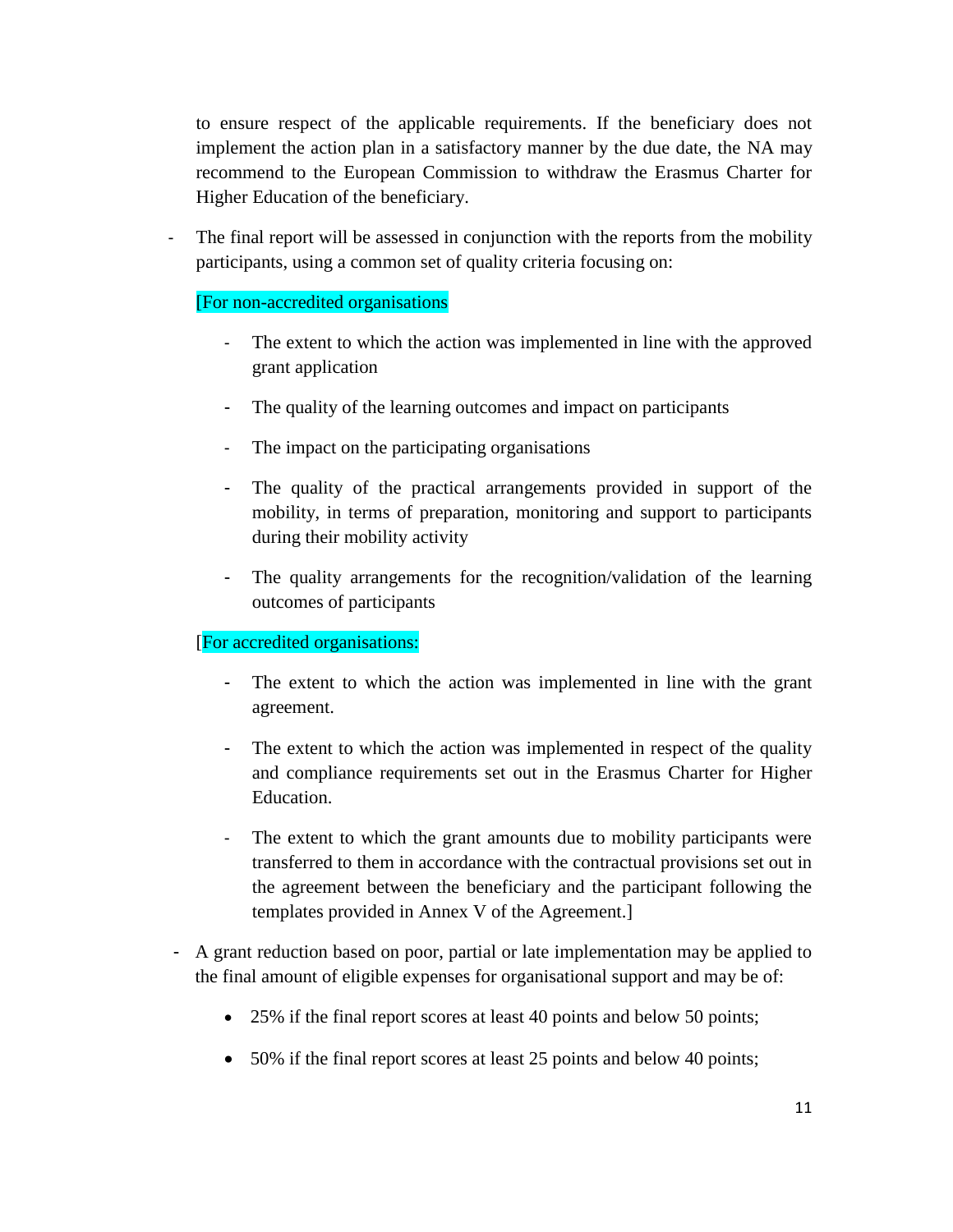to ensure respect of the applicable requirements. If the beneficiary does not implement the action plan in a satisfactory manner by the due date, the NA may recommend to the European Commission to withdraw the Erasmus Charter for Higher Education of the beneficiary.

- The final report will be assessed in conjunction with the reports from the mobility participants, using a common set of quality criteria focusing on:

  [For non-accredited organisations

  - The extent to which the action was implemented in line with the approved grant application
  - The quality of the learning outcomes and impact on participants
  - The impact on the participating organisations
  - The quality of the practical arrangements provided in support of the mobility, in terms of preparation, monitoring and support to participants during their mobility activity
  - The quality arrangements for the recognition/validation of the learning outcomes of participants

  [For accredited organisations:

  - The extent to which the action was implemented in line with the grant agreement.
  - The extent to which the action was implemented in respect of the quality and compliance requirements set out in the Erasmus Charter for Higher Education.
  - The extent to which the grant amounts due to mobility participants were transferred to them in accordance with the contractual provisions set out in the agreement between the beneficiary and the participant following the templates provided in Annex V of the Agreement.]

- A grant reduction based on poor, partial or late implementation may be applied to the final amount of eligible expenses for organisational support and may be of:

  - 25% if the final report scores at least 40 points and below 50 points;
  - 50% if the final report scores at least 25 points and below 40 points;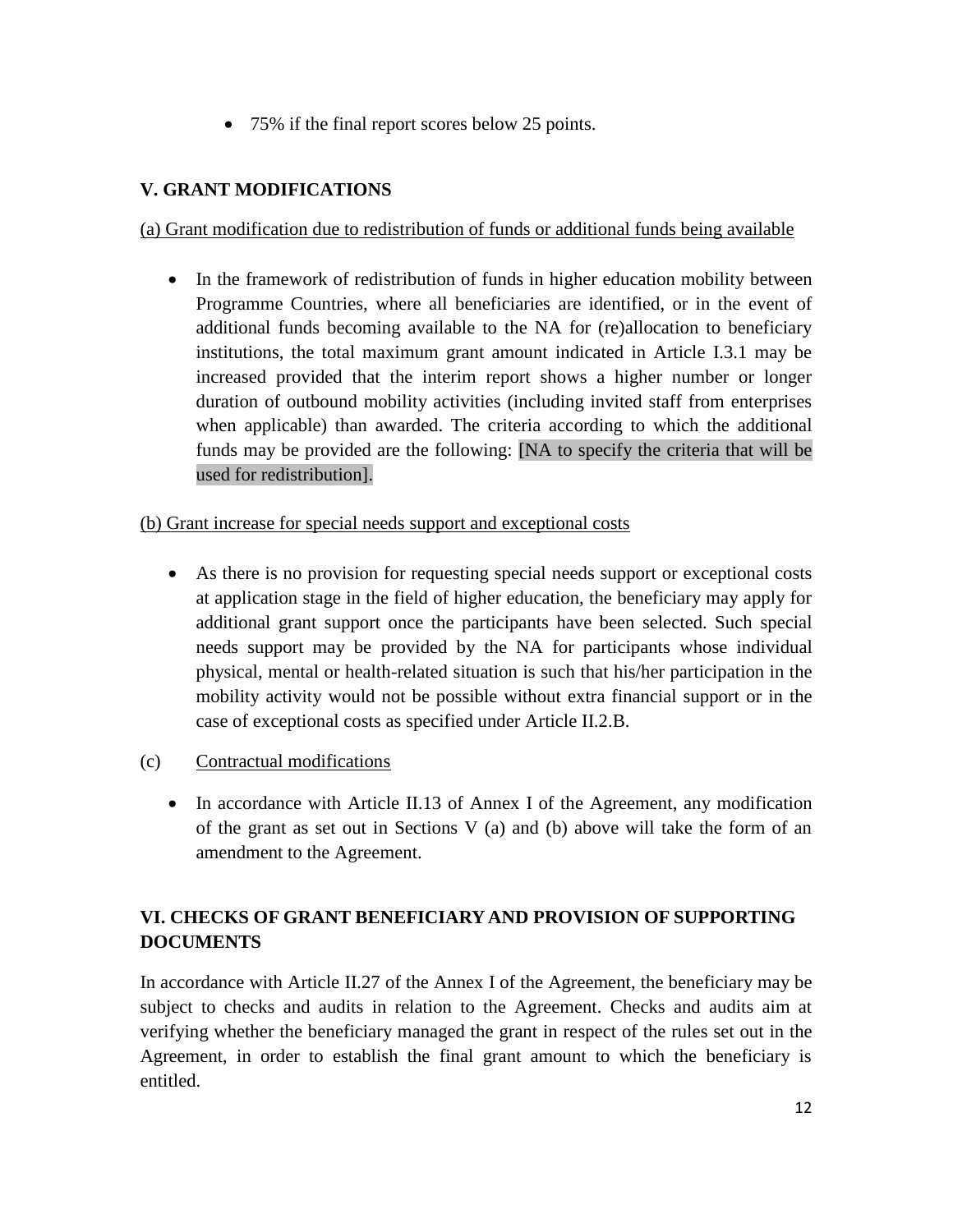- 75% if the final report scores below 25 points.

## V. GRANT MODIFICATIONS

(a) Grant modification due to redistribution of funds or additional funds being available

- In the framework of redistribution of funds in higher education mobility between Programme Countries, where all beneficiaries are identified, or in the event of additional funds becoming available to the NA for (re)allocation to beneficiary institutions, the total maximum grant amount indicated in Article I.3.1 may be increased provided that the interim report shows a higher number or longer duration of outbound mobility activities (including invited staff from enterprises when applicable) than awarded. The criteria according to which the additional funds may be provided are the following: [NA to specify the criteria that will be used for redistribution].

(b) Grant increase for special needs support and exceptional costs

- As there is no provision for requesting special needs support or exceptional costs at application stage in the field of higher education, the beneficiary may apply for additional grant support once the participants have been selected. Such special needs support may be provided by the NA for participants whose individual physical, mental or health-related situation is such that his/her participation in the mobility activity would not be possible without extra financial support or in the case of exceptional costs as specified under Article II.2.B.

(c) Contractual modifications

- In accordance with Article II.13 of Annex I of the Agreement, any modification of the grant as set out in Sections V (a) and (b) above will take the form of an amendment to the Agreement.

## VI. CHECKS OF GRANT BENEFICIARY AND PROVISION OF SUPPORTING DOCUMENTS

In accordance with Article II.27 of the Annex I of the Agreement, the beneficiary may be subject to checks and audits in relation to the Agreement. Checks and audits aim at verifying whether the beneficiary managed the grant in respect of the rules set out in the Agreement, in order to establish the final grant amount to which the beneficiary is entitled.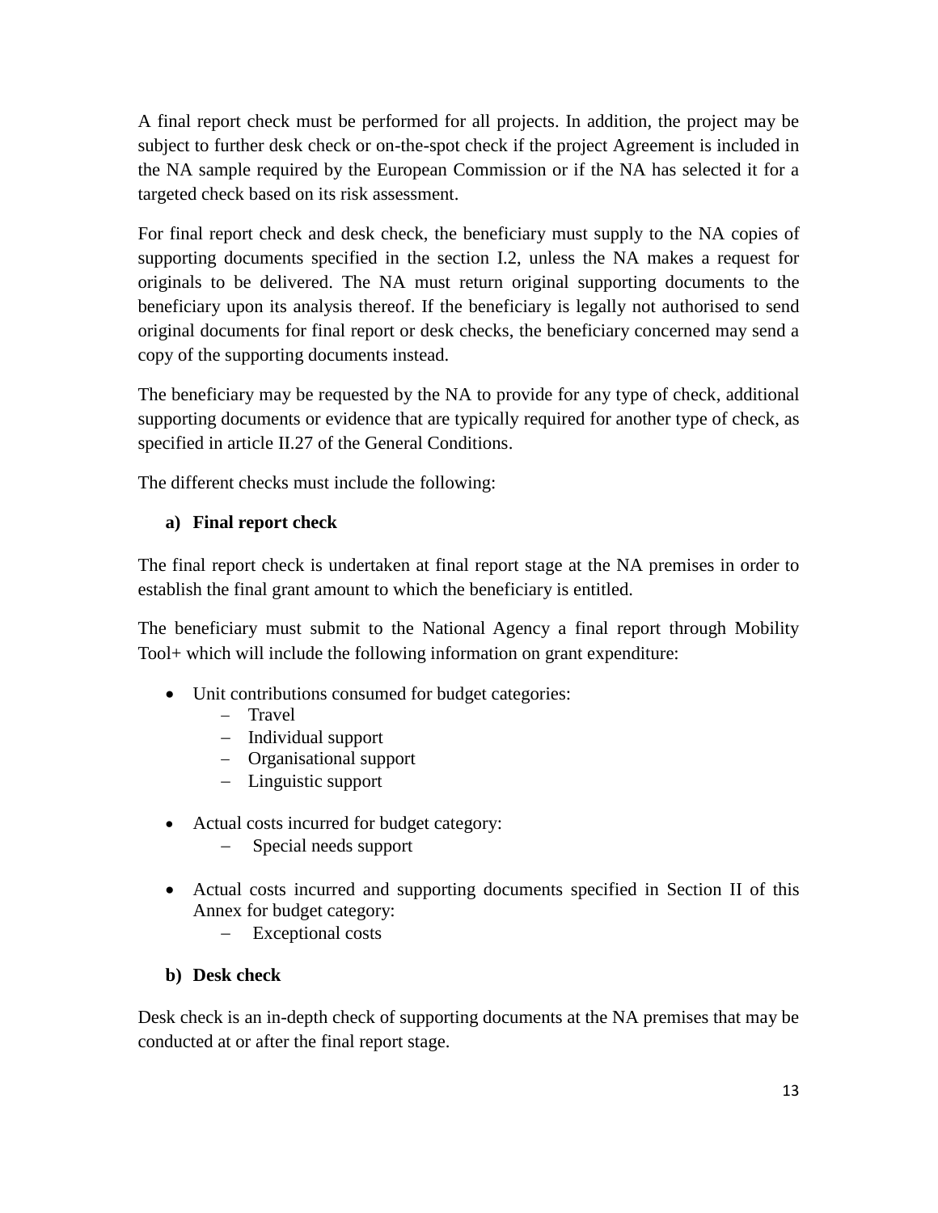A final report check must be performed for all projects. In addition, the project may be subject to further desk check or on-the-spot check if the project Agreement is included in the NA sample required by the European Commission or if the NA has selected it for a targeted check based on its risk assessment.

For final report check and desk check, the beneficiary must supply to the NA copies of supporting documents specified in the section I.2, unless the NA makes a request for originals to be delivered. The NA must return original supporting documents to the beneficiary upon its analysis thereof. If the beneficiary is legally not authorised to send original documents for final report or desk checks, the beneficiary concerned may send a copy of the supporting documents instead.

The beneficiary may be requested by the NA to provide for any type of check, additional supporting documents or evidence that are typically required for another type of check, as specified in article II.27 of the General Conditions.

The different checks must include the following:

**a) Final report check**

The final report check is undertaken at final report stage at the NA premises in order to establish the final grant amount to which the beneficiary is entitled.

The beneficiary must submit to the National Agency a final report through Mobility Tool+ which will include the following information on grant expenditure:

- Unit contributions consumed for budget categories:
  - Travel
  - Individual support
  - Organisational support
  - Linguistic support

- Actual costs incurred for budget category:
  - Special needs support

- Actual costs incurred and supporting documents specified in Section II of this Annex for budget category:
  - Exceptional costs

**b) Desk check**

Desk check is an in-depth check of supporting documents at the NA premises that may be conducted at or after the final report stage.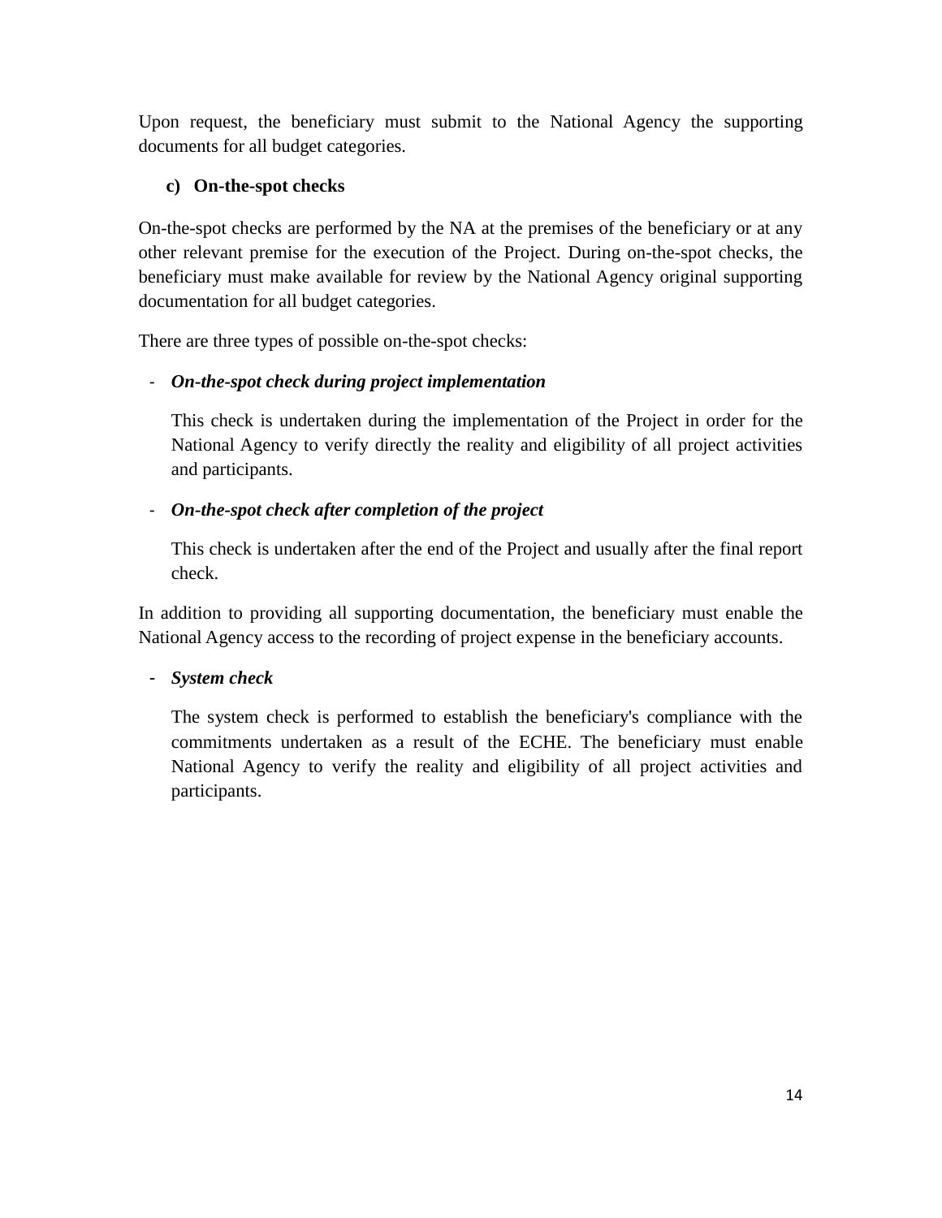Upon request, the beneficiary must submit to the National Agency the supporting documents for all budget categories.

**c) On-the-spot checks**

On-the-spot checks are performed by the NA at the premises of the beneficiary or at any other relevant premise for the execution of the Project. During on-the-spot checks, the beneficiary must make available for review by the National Agency original supporting documentation for all budget categories.

There are three types of possible on-the-spot checks:

- ***On-the-spot check during project implementation***

  This check is undertaken during the implementation of the Project in order for the National Agency to verify directly the reality and eligibility of all project activities and participants.

- ***On-the-spot check after completion of the project***

  This check is undertaken after the end of the Project and usually after the final report check.

In addition to providing all supporting documentation, the beneficiary must enable the National Agency access to the recording of project expense in the beneficiary accounts.

- ***System check***

  The system check is performed to establish the beneficiary's compliance with the commitments undertaken as a result of the ECHE. The beneficiary must enable National Agency to verify the reality and eligibility of all project activities and participants.